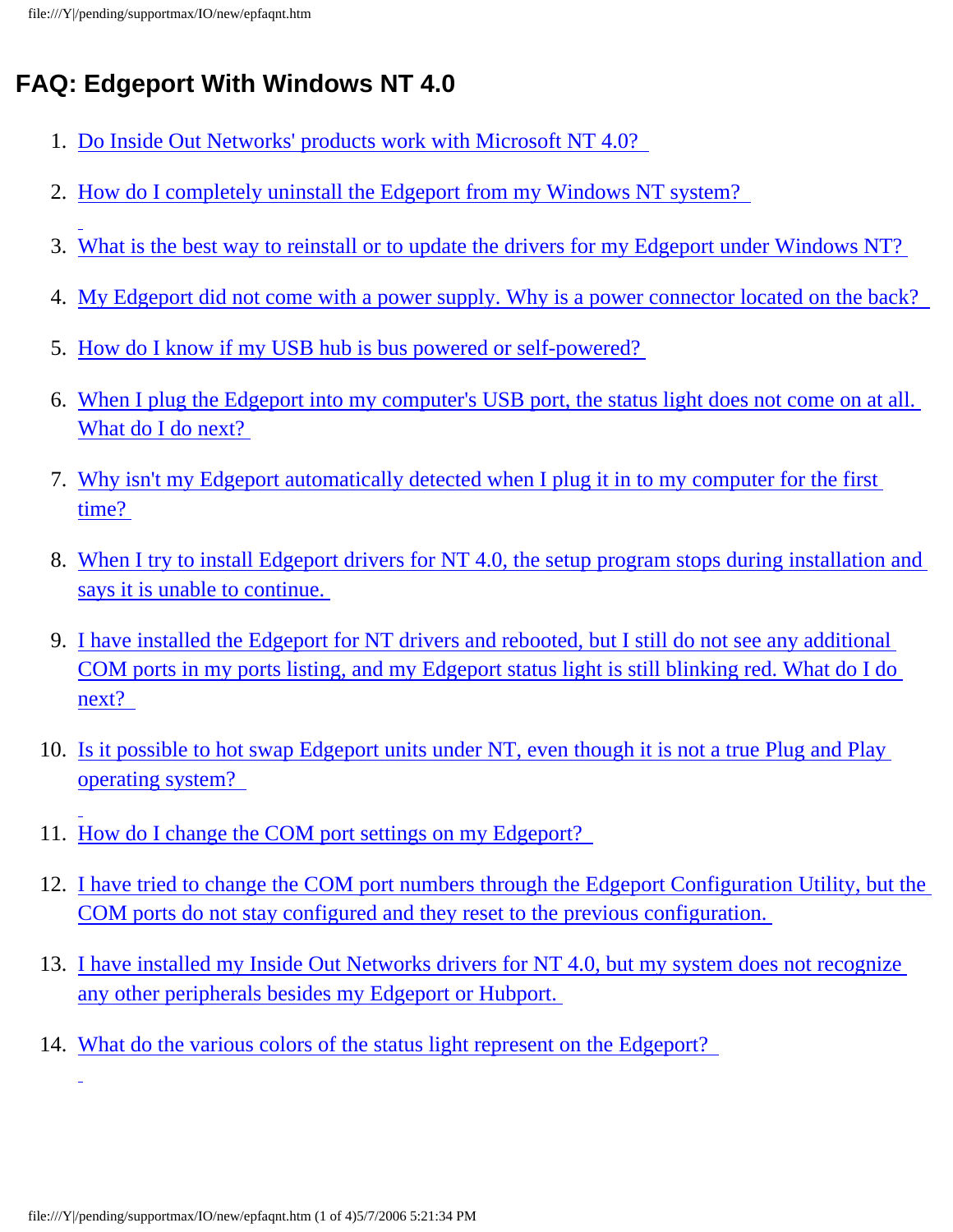# FAQ: Edgeport With Windows NT 4.0

1. Do Inside Out Networks' products work with Microsoft NT 4.0?
2. How do I completely uninstall the Edgeport from my Windows NT system?
3. What is the best way to reinstall or to update the drivers for my Edgeport under Windows NT?
4. My Edgeport did not come with a power supply. Why is a power connector located on the back?
5. How do I know if my USB hub is bus powered or self-powered?
6. When I plug the Edgeport into my computer's USB port, the status light does not come on at all. What do I do next?
7. Why isn't my Edgeport automatically detected when I plug it in to my computer for the first time?
8. When I try to install Edgeport drivers for NT 4.0, the setup program stops during installation and says it is unable to continue.
9. I have installed the Edgeport for NT drivers and rebooted, but I still do not see any additional COM ports in my ports listing, and my Edgeport status light is still blinking red. What do I do next?
10. Is it possible to hot swap Edgeport units under NT, even though it is not a true Plug and Play operating system?
11. How do I change the COM port settings on my Edgeport?
12. I have tried to change the COM port numbers through the Edgeport Configuration Utility, but the COM ports do not stay configured and they reset to the previous configuration.
13. I have installed my Inside Out Networks drivers for NT 4.0, but my system does not recognize any other peripherals besides my Edgeport or Hubport.
14. What do the various colors of the status light represent on the Edgeport?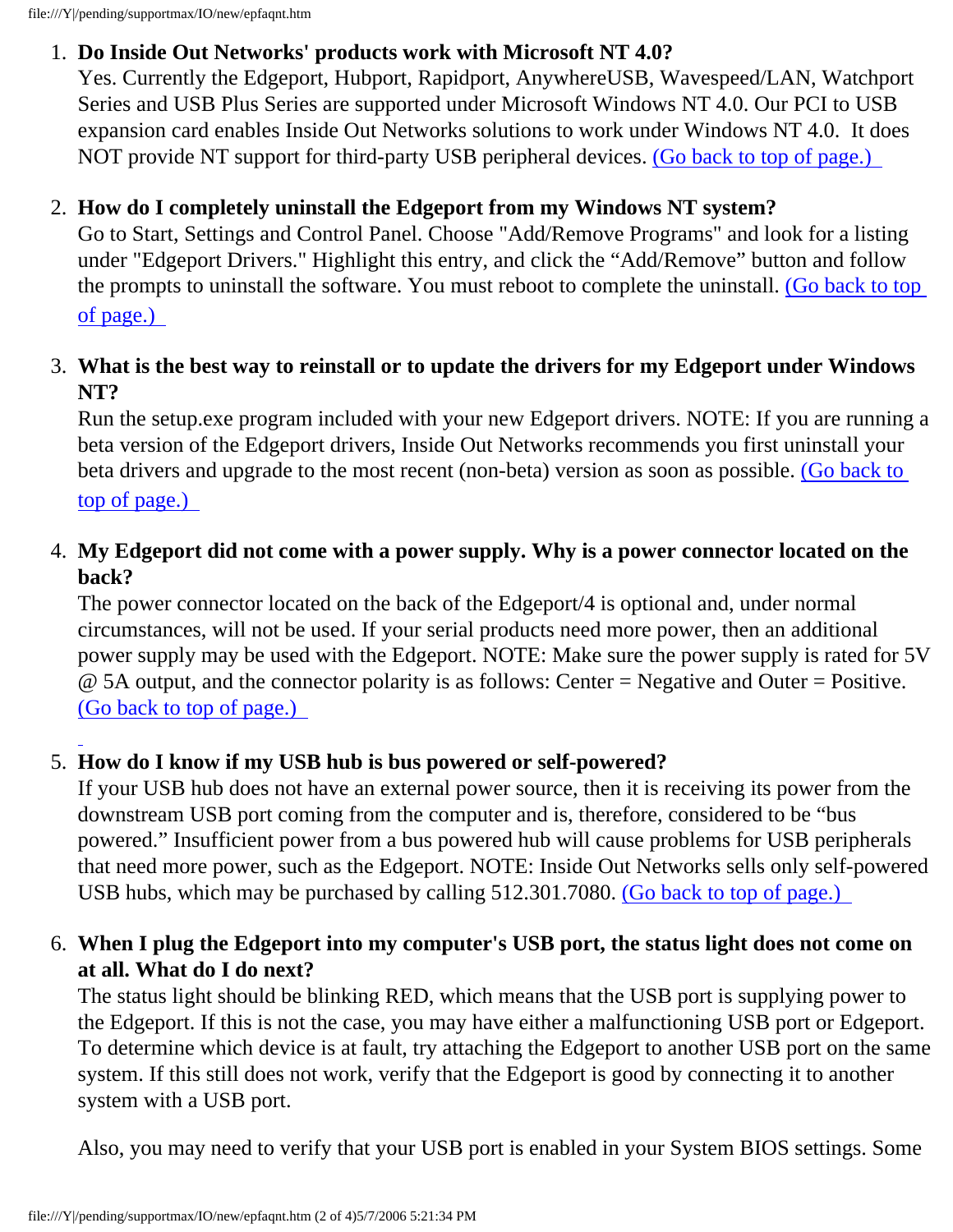1. **Do Inside Out Networks' products work with Microsoft NT 4.0?**
   Yes. Currently the Edgeport, Hubport, Rapidport, AnywhereUSB, Wavespeed/LAN, Watchport Series and USB Plus Series are supported under Microsoft Windows NT 4.0. Our PCI to USB expansion card enables Inside Out Networks solutions to work under Windows NT 4.0. It does NOT provide NT support for third-party USB peripheral devices. (Go back to top of page.)

2. **How do I completely uninstall the Edgeport from my Windows NT system?**
   Go to Start, Settings and Control Panel. Choose "Add/Remove Programs" and look for a listing under "Edgeport Drivers." Highlight this entry, and click the "Add/Remove" button and follow the prompts to uninstall the software. You must reboot to complete the uninstall. (Go back to top of page.)

3. **What is the best way to reinstall or to update the drivers for my Edgeport under Windows NT?**
   Run the setup.exe program included with your new Edgeport drivers. NOTE: If you are running a beta version of the Edgeport drivers, Inside Out Networks recommends you first uninstall your beta drivers and upgrade to the most recent (non-beta) version as soon as possible. (Go back to top of page.)

4. **My Edgeport did not come with a power supply. Why is a power connector located on the back?**
   The power connector located on the back of the Edgeport/4 is optional and, under normal circumstances, will not be used. If your serial products need more power, then an additional power supply may be used with the Edgeport. NOTE: Make sure the power supply is rated for 5V @ 5A output, and the connector polarity is as follows: Center = Negative and Outer = Positive. (Go back to top of page.)

5. **How do I know if my USB hub is bus powered or self-powered?**
   If your USB hub does not have an external power source, then it is receiving its power from the downstream USB port coming from the computer and is, therefore, considered to be "bus powered." Insufficient power from a bus powered hub will cause problems for USB peripherals that need more power, such as the Edgeport. NOTE: Inside Out Networks sells only self-powered USB hubs, which may be purchased by calling 512.301.7080. (Go back to top of page.)

6. **When I plug the Edgeport into my computer's USB port, the status light does not come on at all. What do I do next?**
   The status light should be blinking RED, which means that the USB port is supplying power to the Edgeport. If this is not the case, you may have either a malfunctioning USB port or Edgeport. To determine which device is at fault, try attaching the Edgeport to another USB port on the same system. If this still does not work, verify that the Edgeport is good by connecting it to another system with a USB port.

   Also, you may need to verify that your USB port is enabled in your System BIOS settings. Some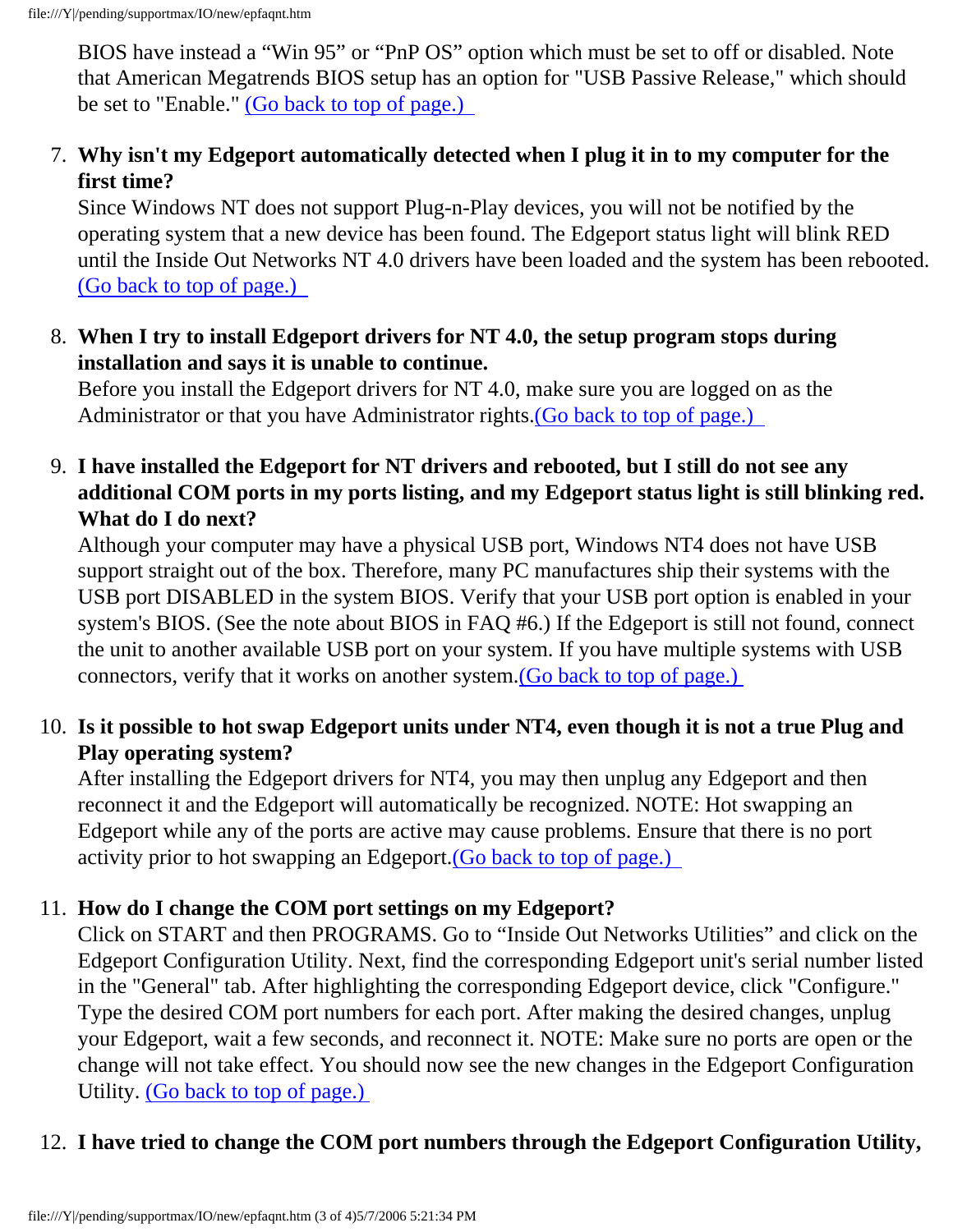BIOS have instead a “Win 95” or “PnP OS” option which must be set to off or disabled. Note that American Megatrends BIOS setup has an option for "USB Passive Release," which should be set to "Enable." (Go back to top of page.)

7. **Why isn't my Edgeport automatically detected when I plug it in to my computer for the first time?**
   Since Windows NT does not support Plug-n-Play devices, you will not be notified by the operating system that a new device has been found. The Edgeport status light will blink RED until the Inside Out Networks NT 4.0 drivers have been loaded and the system has been rebooted. (Go back to top of page.)

8. **When I try to install Edgeport drivers for NT 4.0, the setup program stops during installation and says it is unable to continue.**
   Before you install the Edgeport drivers for NT 4.0, make sure you are logged on as the Administrator or that you have Administrator rights.(Go back to top of page.)

9. **I have installed the Edgeport for NT drivers and rebooted, but I still do not see any additional COM ports in my ports listing, and my Edgeport status light is still blinking red. What do I do next?**
   Although your computer may have a physical USB port, Windows NT4 does not have USB support straight out of the box. Therefore, many PC manufactures ship their systems with the USB port DISABLED in the system BIOS. Verify that your USB port option is enabled in your system's BIOS. (See the note about BIOS in FAQ #6.) If the Edgeport is still not found, connect the unit to another available USB port on your system. If you have multiple systems with USB connectors, verify that it works on another system.(Go back to top of page.)

10. **Is it possible to hot swap Edgeport units under NT4, even though it is not a true Plug and Play operating system?**
    After installing the Edgeport drivers for NT4, you may then unplug any Edgeport and then reconnect it and the Edgeport will automatically be recognized. NOTE: Hot swapping an Edgeport while any of the ports are active may cause problems. Ensure that there is no port activity prior to hot swapping an Edgeport.(Go back to top of page.)

11. **How do I change the COM port settings on my Edgeport?**
    Click on START and then PROGRAMS. Go to “Inside Out Networks Utilities” and click on the Edgeport Configuration Utility. Next, find the corresponding Edgeport unit's serial number listed in the "General" tab. After highlighting the corresponding Edgeport device, click "Configure." Type the desired COM port numbers for each port. After making the desired changes, unplug your Edgeport, wait a few seconds, and reconnect it. NOTE: Make sure no ports are open or the change will not take effect. You should now see the new changes in the Edgeport Configuration Utility. (Go back to top of page.)

12. **I have tried to change the COM port numbers through the Edgeport Configuration Utility,**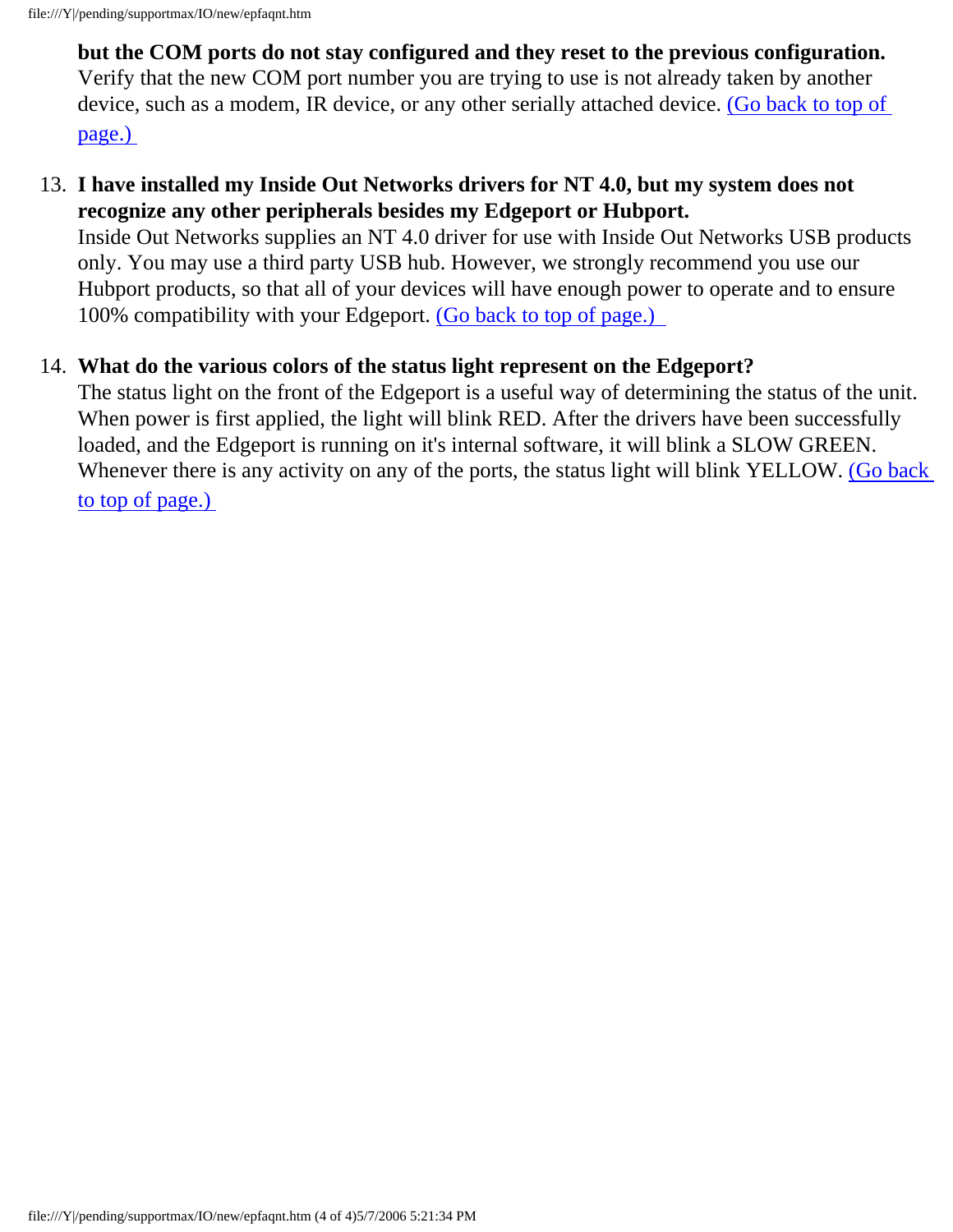**but the COM ports do not stay configured and they reset to the previous configuration.**
Verify that the new COM port number you are trying to use is not already taken by another device, such as a modem, IR device, or any other serially attached device. (Go back to top of page.)

13. **I have installed my Inside Out Networks drivers for NT 4.0, but my system does not recognize any other peripherals besides my Edgeport or Hubport.**
Inside Out Networks supplies an NT 4.0 driver for use with Inside Out Networks USB products only. You may use a third party USB hub. However, we strongly recommend you use our Hubport products, so that all of your devices will have enough power to operate and to ensure 100% compatibility with your Edgeport. (Go back to top of page.)

14. **What do the various colors of the status light represent on the Edgeport?**
The status light on the front of the Edgeport is a useful way of determining the status of the unit. When power is first applied, the light will blink RED. After the drivers have been successfully loaded, and the Edgeport is running on it's internal software, it will blink a SLOW GREEN. Whenever there is any activity on any of the ports, the status light will blink YELLOW. (Go back to top of page.)